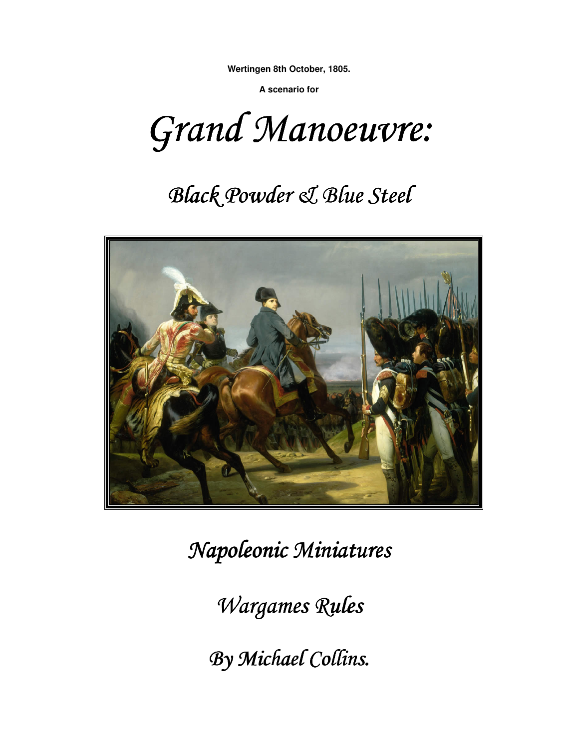**Wertingen 8th October, 1805.**

**A scenario for**

# *Grand Manoeuvre:*

## *Black Powder & Blue Steel*

*Napoleonic Miniatures*

*Wargames Rules*

*By Michael Collins.*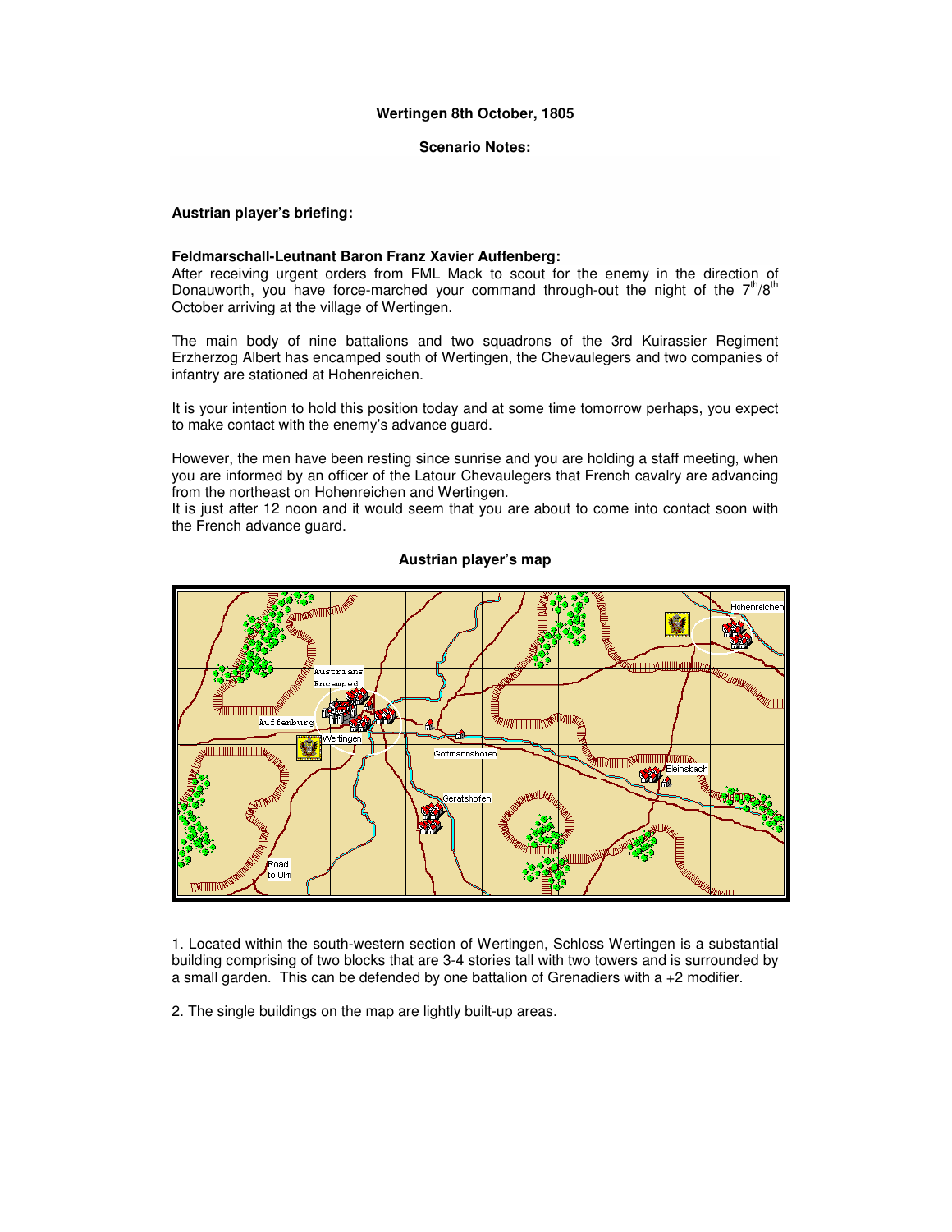**Wertingen 8th October, 1805**

**Scenario Notes:**

**Austrian player's briefing:**

**Feldmarschall-Leutnant Baron Franz Xavier Auffenberg:**
After receiving urgent orders from FML Mack to scout for the enemy in the direction of Donauworth, you have force-marched your command through-out the night of the 7th/8th October arriving at the village of Wertingen.

The main body of nine battalions and two squadrons of the 3rd Kuirassier Regiment Erzherzog Albert has encamped south of Wertingen, the Chevaulegers and two companies of infantry are stationed at Hohenreichen.

It is your intention to hold this position today and at some time tomorrow perhaps, you expect to make contact with the enemy's advance guard.

However, the men have been resting since sunrise and you are holding a staff meeting, when you are informed by an officer of the Latour Chevaulegers that French cavalry are advancing from the northeast on Hohenreichen and Wertingen.
It is just after 12 noon and it would seem that you are about to come into contact soon with the French advance guard.

**Austrian player's map**

1. Located within the south-western section of Wertingen, Schloss Wertingen is a substantial building comprising of two blocks that are 3-4 stories tall with two towers and is surrounded by a small garden. This can be defended by one battalion of Grenadiers with a +2 modifier.

2. The single buildings on the map are lightly built-up areas.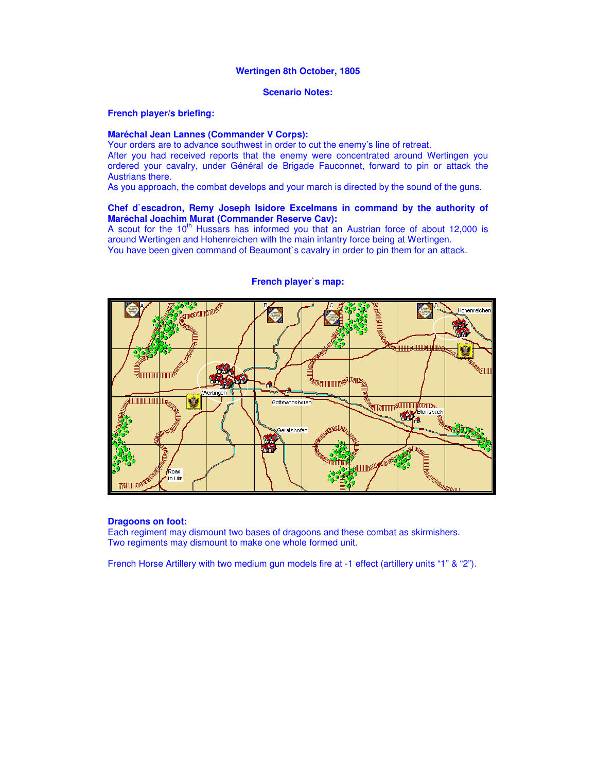# Wertingen 8th October, 1805

## Scenario Notes:

### French player/s briefing:

**Maréchal Jean Lannes (Commander V Corps):**
Your orders are to advance southwest in order to cut the enemy's line of retreat.
After you had received reports that the enemy were concentrated around Wertingen you ordered your cavalry, under Général de Brigade Fauconnet, forward to pin or attack the Austrians there.
As you approach, the combat develops and your march is directed by the sound of the guns.

**Chef d`escadron, Remy Joseph Isidore Excelmans in command by the authority of Maréchal Joachim Murat (Commander Reserve Cav):**
A scout for the 10th Hussars has informed you that an Austrian force of about 12,000 is around Wertingen and Hohenreichen with the main infantry force being at Wertingen.
You have been given command of Beaumont`s cavalry in order to pin them for an attack.

### French player`s map:

A B C D Hohenreichen Wertingen Gottmannshofen Bleinsbach Geratshofen Road to Ulm

**Dragoons on foot:**
Each regiment may dismount two bases of dragoons and these combat as skirmishers.
Two regiments may dismount to make one whole formed unit.

French Horse Artillery with two medium gun models fire at -1 effect (artillery units "1" & "2").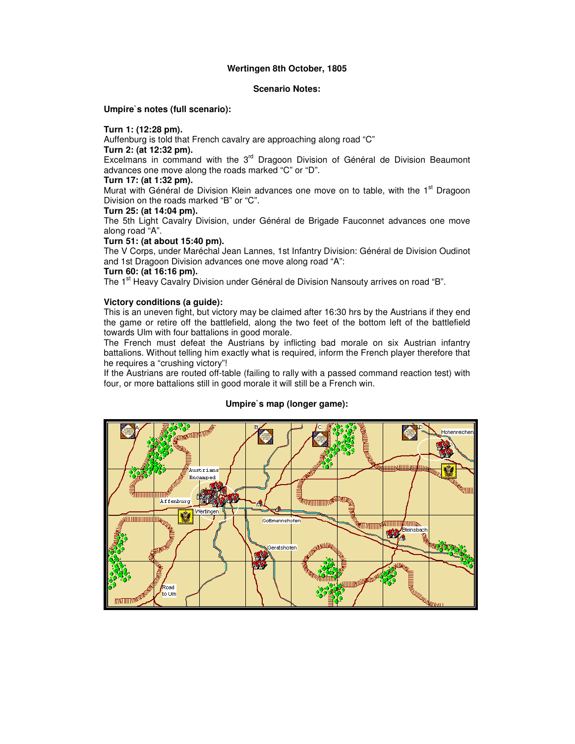**Wertingen 8th October, 1805**

**Scenario Notes:**

**Umpire`s notes (full scenario):**

**Turn 1: (12:28 pm).**
Auffenburg is told that French cavalry are approaching along road "C"

**Turn 2: (at 12:32 pm).**
Excelmans in command with the 3rd Dragoon Division of Général de Division Beaumont advances one move along the roads marked "C" or "D".

**Turn 17: (at 1:32 pm).**
Murat with Général de Division Klein advances one move on to table, with the 1st Dragoon Division on the roads marked "B" or "C".

**Turn 25: (at 14:04 pm).**
The 5th Light Cavalry Division, under Général de Brigade Fauconnet advances one move along road "A".

**Turn 51: (at about 15:40 pm).**
The V Corps, under Maréchal Jean Lannes, 1st Infantry Division: Général de Division Oudinot and 1st Dragoon Division advances one move along road "A":

**Turn 60: (at 16:16 pm).**
The 1st Heavy Cavalry Division under Général de Division Nansouty arrives on road "B".

**Victory conditions (a guide):**
This is an uneven fight, but victory may be claimed after 16:30 hrs by the Austrians if they end the game or retire off the battlefield, along the two feet of the bottom left of the battlefield towards Ulm with four battalions in good morale.
The French must defeat the Austrians by inflicting bad morale on six Austrian infantry battalions. Without telling him exactly what is required, inform the French player therefore that he requires a "crushing victory"!
If the Austrians are routed off-table (failing to rally with a passed command reaction test) with four, or more battalions still in good morale it will still be a French win.

**Umpire`s map (longer game):**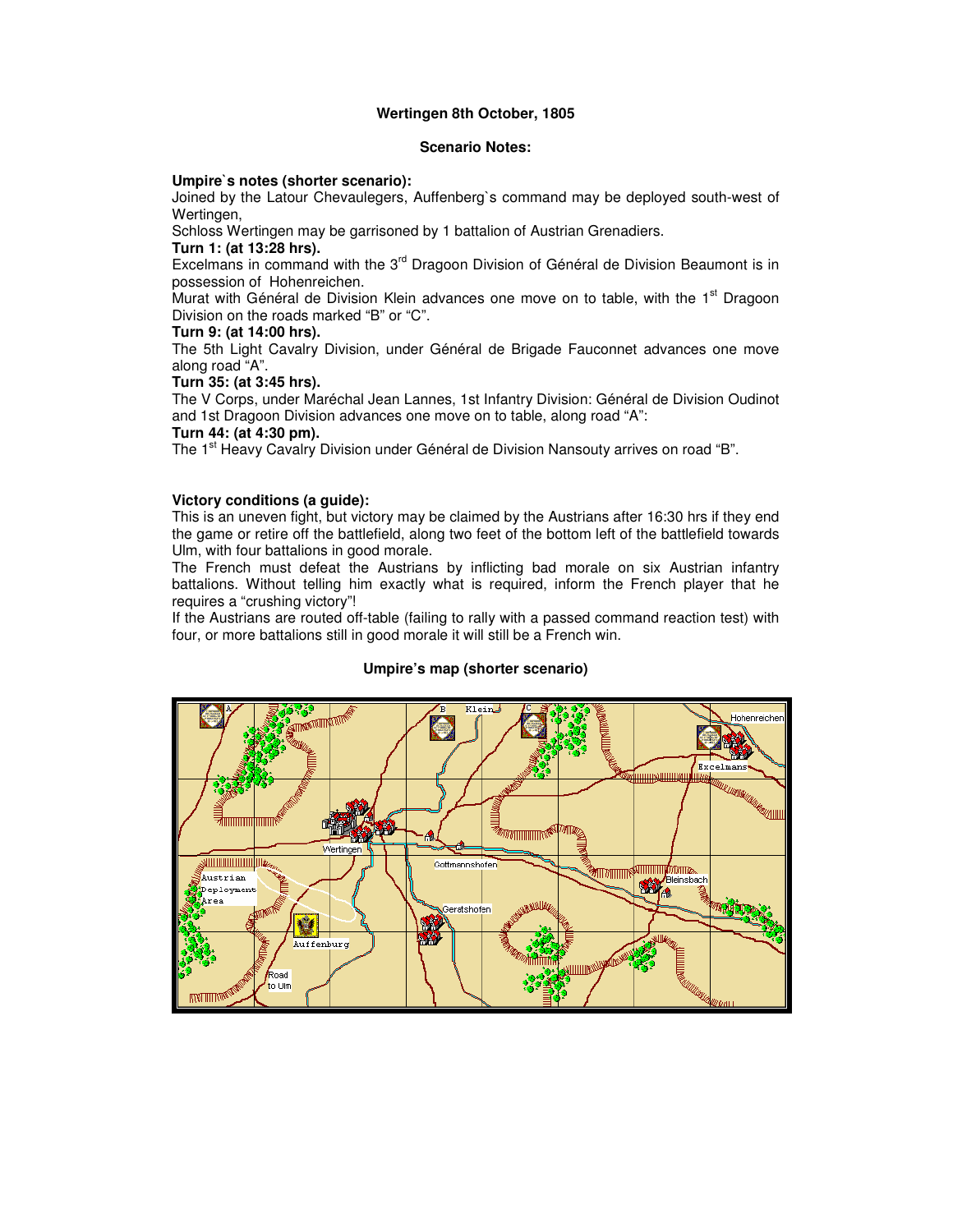**Wertingen 8th October, 1805**

**Scenario Notes:**

**Umpire`s notes (shorter scenario):**

Joined by the Latour Chevaulegers, Auffenberg`s command may be deployed south-west of Wertingen,

Schloss Wertingen may be garrisoned by 1 battalion of Austrian Grenadiers.

**Turn 1: (at 13:28 hrs).**

Excelmans in command with the 3rd Dragoon Division of Général de Division Beaumont is in possession of Hohenreichen.

Murat with Général de Division Klein advances one move on to table, with the 1st Dragoon Division on the roads marked "B" or "C".

**Turn 9: (at 14:00 hrs).**

The 5th Light Cavalry Division, under Général de Brigade Fauconnet advances one move along road "A".

**Turn 35: (at 3:45 hrs).**

The V Corps, under Maréchal Jean Lannes, 1st Infantry Division: Général de Division Oudinot and 1st Dragoon Division advances one move on to table, along road "A":

**Turn 44: (at 4:30 pm).**

The 1st Heavy Cavalry Division under Général de Division Nansouty arrives on road "B".

**Victory conditions (a guide):**

This is an uneven fight, but victory may be claimed by the Austrians after 16:30 hrs if they end the game or retire off the battlefield, along two feet of the bottom left of the battlefield towards Ulm, with four battalions in good morale.

The French must defeat the Austrians by inflicting bad morale on six Austrian infantry battalions. Without telling him exactly what is required, inform the French player that he requires a "crushing victory"!

If the Austrians are routed off-table (failing to rally with a passed command reaction test) with four, or more battalions still in good morale it will still be a French win.

**Umpire's map (shorter scenario)**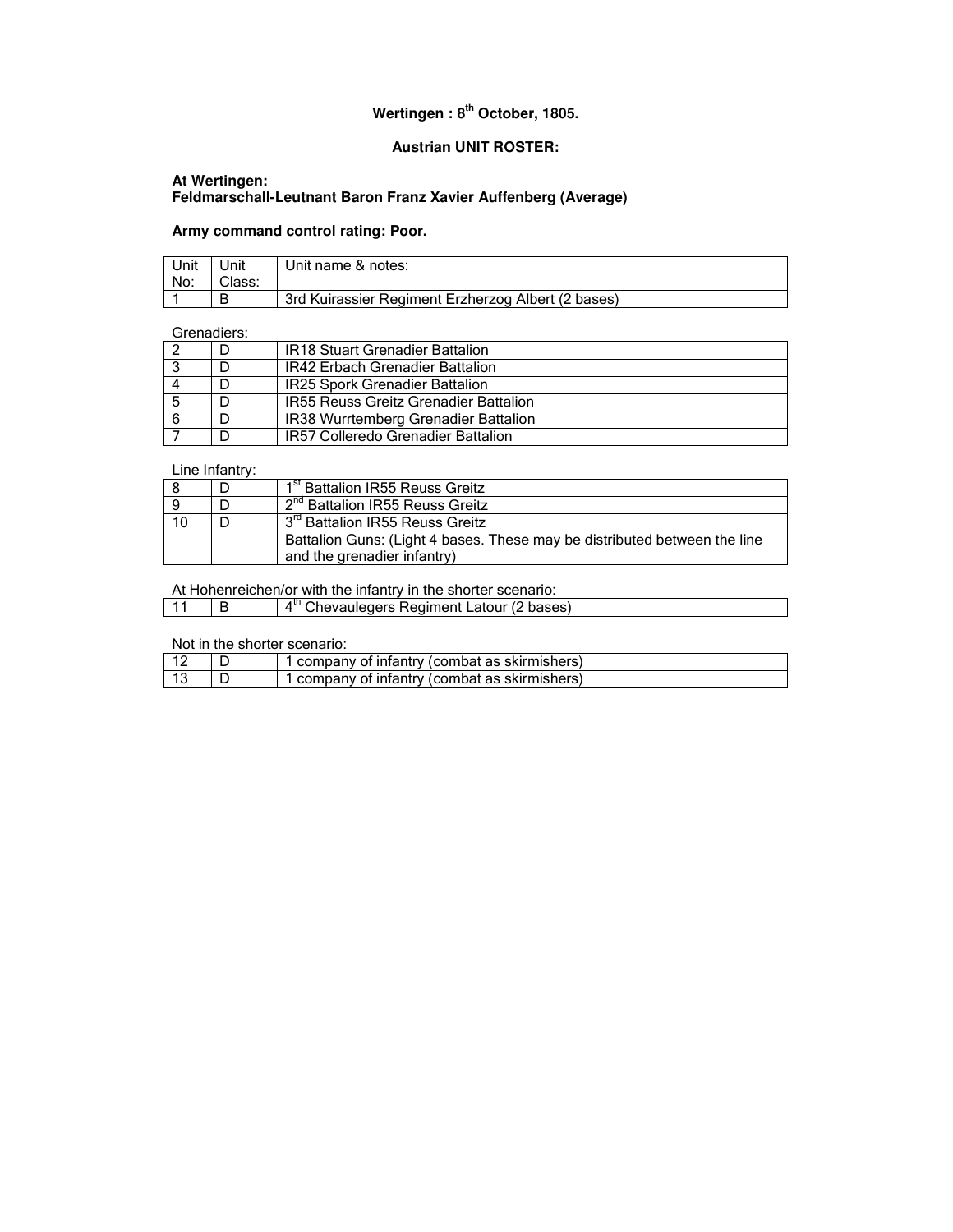**Wertingen : 8th October, 1805.**

**Austrian UNIT ROSTER:**

**At Wertingen:**
**Feldmarschall-Leutnant Baron Franz Xavier Auffenberg (Average)**

**Army command control rating: Poor.**

| Unit No: | Unit Class: | Unit name & notes: |
|---|---|---|
| 1 | B | 3rd Kuirassier Regiment Erzherzog Albert (2 bases) |

Grenadiers:

| | | |
|---|---|---|
| 2 | D | IR18 Stuart Grenadier Battalion |
| 3 | D | IR42 Erbach Grenadier Battalion |
| 4 | D | IR25 Spork Grenadier Battalion |
| 5 | D | IR55 Reuss Greitz Grenadier Battalion |
| 6 | D | IR38 Wurrtemberg Grenadier Battalion |
| 7 | D | IR57 Colleredo Grenadier Battalion |

Line Infantry:

| | | |
|---|---|---|
| 8 | D | 1st Battalion IR55 Reuss Greitz |
| 9 | D | 2nd Battalion IR55 Reuss Greitz |
| 10 | D | 3rd Battalion IR55 Reuss Greitz |
| | | Battalion Guns: (Light 4 bases. These may be distributed between the line and the grenadier infantry) |

At Hohenreichen/or with the infantry in the shorter scenario:

| | | |
|---|---|---|
| 11 | B | 4th Chevaulegers Regiment Latour (2 bases) |

Not in the shorter scenario:

| | | |
|---|---|---|
| 12 | D | 1 company of infantry (combat as skirmishers) |
| 13 | D | 1 company of infantry (combat as skirmishers) |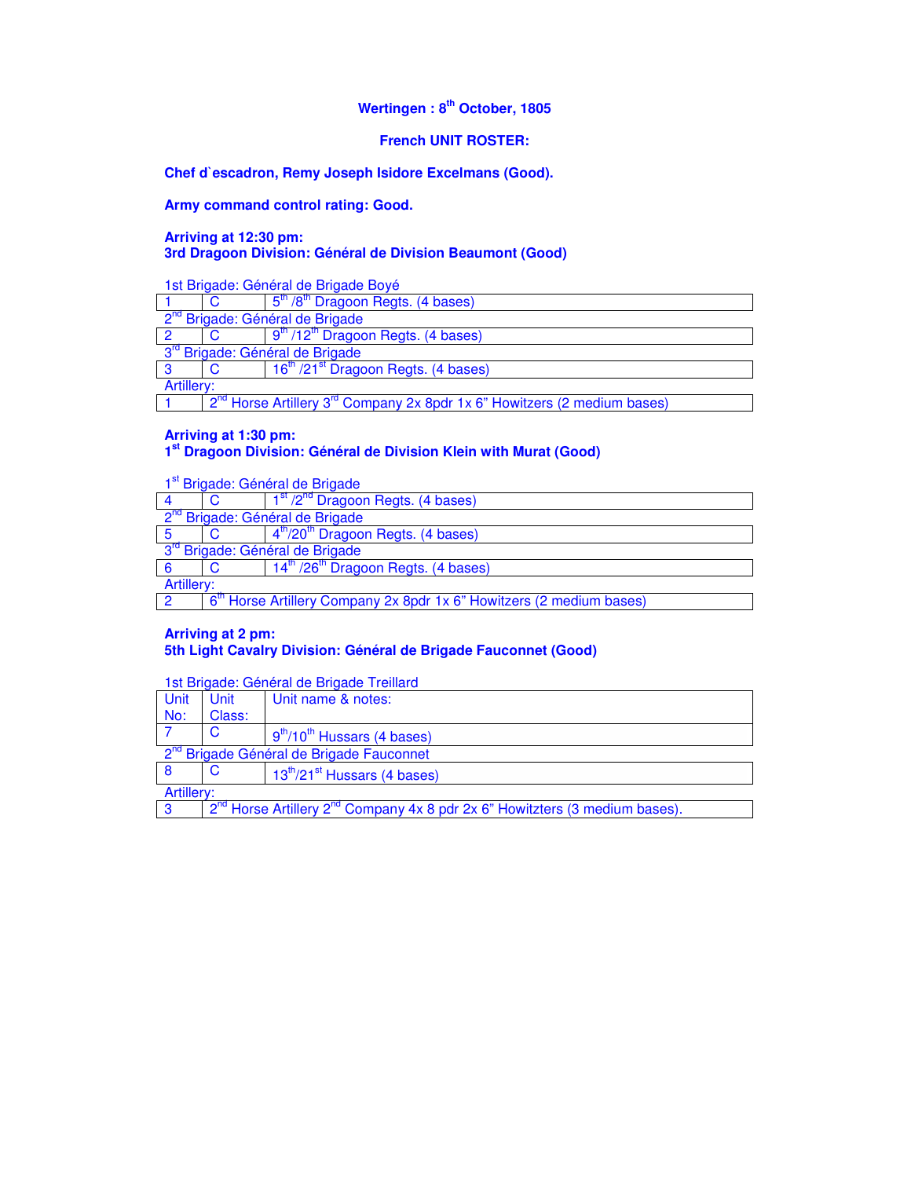**Wertingen : 8th October, 1805**

**French UNIT ROSTER:**

**Chef d`escadron, Remy Joseph Isidore Excelmans (Good).**

**Army command control rating: Good.**

**Arriving at 12:30 pm:**
**3rd Dragoon Division: Général de Division Beaumont (Good)**

| | | |
|---|---|---|
| 1st Brigade: Général de Brigade Boyé | | |
| 1 | C | 5th /8th Dragoon Regts. (4 bases) |
| 2nd Brigade: Général de Brigade | | |
| 2 | C | 9th /12th Dragoon Regts. (4 bases) |
| 3rd Brigade: Général de Brigade | | |
| 3 | C | 16th /21st Dragoon Regts. (4 bases) |
| Artillery: | | |
| 1 | 2nd Horse Artillery 3rd Company 2x 8pdr 1x 6" Howitzers (2 medium bases) | |

**Arriving at 1:30 pm:**
**1st Dragoon Division: Général de Division Klein with Murat (Good)**

| | | |
|---|---|---|
| 1st Brigade: Général de Brigade | | |
| 4 | C | 1st /2nd Dragoon Regts. (4 bases) |
| 2nd Brigade: Général de Brigade | | |
| 5 | C | 4th/20th Dragoon Regts. (4 bases) |
| 3rd Brigade: Général de Brigade | | |
| 6 | C | 14th /26th Dragoon Regts. (4 bases) |
| Artillery: | | |
| 2 | 6th Horse Artillery Company 2x 8pdr 1x 6" Howitzers (2 medium bases) | |

**Arriving at 2 pm:**
**5th Light Cavalry Division: Général de Brigade Fauconnet (Good)**

1st Brigade: Général de Brigade Treillard

| Unit No: | Unit Class: | Unit name & notes: |
|---|---|---|
| 7 | C | 9th/10th Hussars (4 bases) |
| 2nd Brigade Général de Brigade Fauconnet | | |
| 8 | C | 13th/21st Hussars (4 bases) |
| Artillery: | | |
| 3 | 2nd Horse Artillery 2nd Company 4x 8 pdr 2x 6" Howitzters (3 medium bases). | |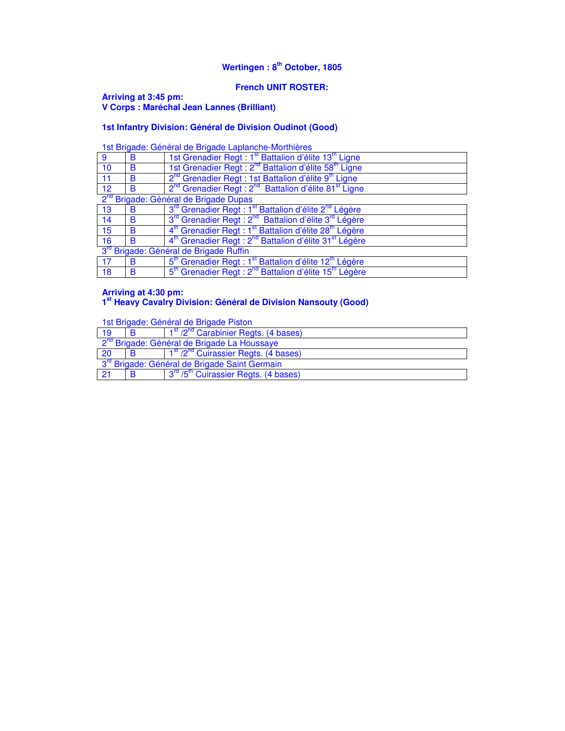## Wertingen : 8th October, 1805

### French UNIT ROSTER:

**Arriving at 3:45 pm:**
**V Corps : Maréchal Jean Lannes (Brilliant)**

**1st Infantry Division: Général de Division Oudinot (Good)**

| | | |
|---|---|---|
| 1st Brigade: Général de Brigade Laplanche-Morthières | | |
| 9 | B | 1st Grenadier Regt : 1st Battalion d'élite 13th Ligne |
| 10 | B | 1st Grenadier Regt : 2nd Battalion d'élite 58th Ligne |
| 11 | B | 2nd Grenadier Regt : 1st Battalion d'élite 9th Ligne |
| 12 | B | 2nd Grenadier Regt : 2nd Battalion d'élite 81st Ligne |
| 2nd Brigade: Général de Brigade Dupas | | |
| 13 | B | 3rd Grenadier Regt : 1st Battalion d'élite 2nd Légère |
| 14 | B | 3rd Grenadier Regt : 2nd Battalion d'élite 3rd Légère |
| 15 | B | 4th Grenadier Regt : 1st Battalion d'élite 28th Légère |
| 16 | B | 4th Grenadier Regt : 2nd Battalion d'élite 31st Légère |
| 3rd Brigade: Général de Brigade Ruffin | | |
| 17 | B | 5th Grenadier Regt : 1st Battalion d'élite 12th Légère |
| 18 | B | 5th Grenadier Regt : 2nd Battalion d'élite 15th Légère |

**Arriving at 4:30 pm:**
**1st Heavy Cavalry Division: Général de Division Nansouty (Good)**

| | | |
|---|---|---|
| 1st Brigade: Général de Brigade Piston | | |
| 19 | B | 1st /2nd Carabinier Regts. (4 bases) |
| 2nd Brigade: Général de Brigade La Houssaye | | |
| 20 | B | 1st /2nd Cuirassier Regts. (4 bases) |
| 3rd Brigade: Général de Brigade Saint Germain | | |
| 21 | B | 3rd /5th Cuirassier Regts. (4 bases) |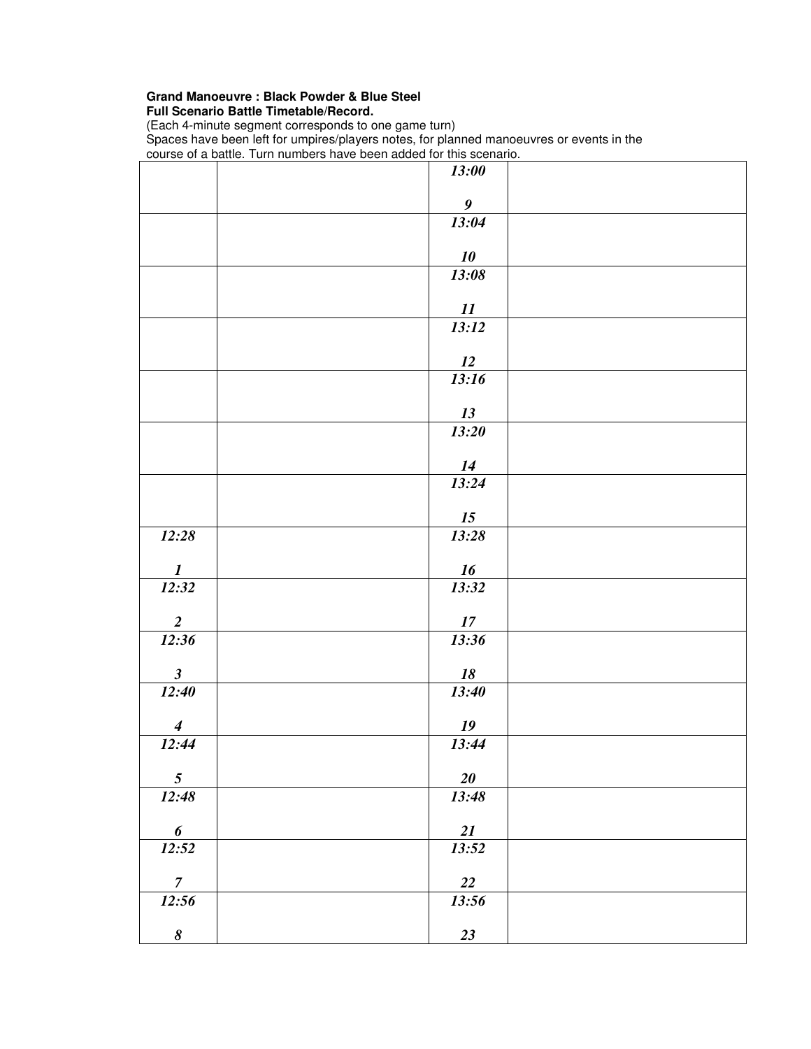**Grand Manoeuvre : Black Powder & Blue Steel**
**Full Scenario Battle Timetable/Record.**
(Each 4-minute segment corresponds to one game turn)
Spaces have been left for umpires/players notes, for planned manoeuvres or events in the course of a battle. Turn numbers have been added for this scenario.

| | | | |
|---|---|---|---|
| | | ***13:00*** ***9*** | |
| | | ***13:04*** ***10*** | |
| | | ***13:08*** ***11*** | |
| | | ***13:12*** ***12*** | |
| | | ***13:16*** ***13*** | |
| | | ***13:20*** ***14*** | |
| | | ***13:24*** ***15*** | |
| ***12:28*** ***1*** | | ***13:28*** ***16*** | |
| ***12:32*** ***2*** | | ***13:32*** ***17*** | |
| ***12:36*** ***3*** | | ***13:36*** ***18*** | |
| ***12:40*** ***4*** | | ***13:40*** ***19*** | |
| ***12:44*** ***5*** | | ***13:44*** ***20*** | |
| ***12:48*** ***6*** | | ***13:48*** ***21*** | |
| ***12:52*** ***7*** | | ***13:52*** ***22*** | |
| ***12:56*** ***8*** | | ***13:56*** ***23*** | |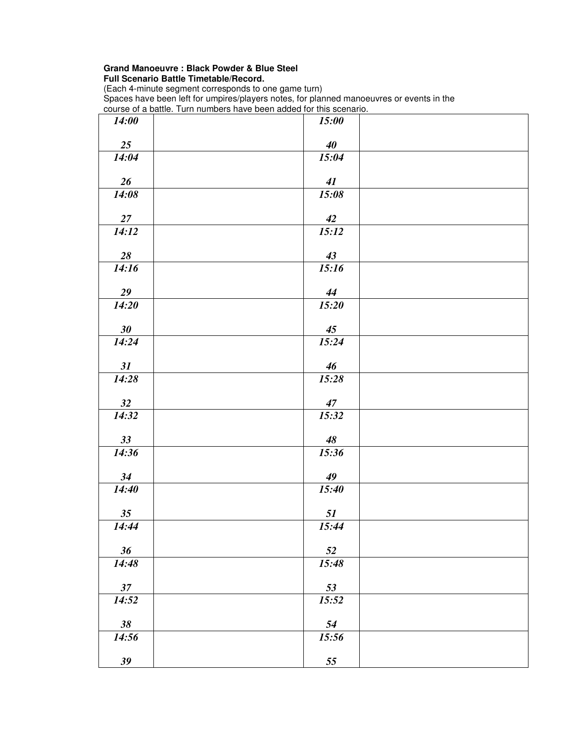**Grand Manoeuvre : Black Powder & Blue Steel**
**Full Scenario Battle Timetable/Record.**
(Each 4-minute segment corresponds to one game turn)
Spaces have been left for umpires/players notes, for planned manoeuvres or events in the course of a battle. Turn numbers have been added for this scenario.

| | | | |
|---|---|---|---|
| ***14:00*** <br> ***25*** | | ***15:00*** <br> ***40*** | |
| ***14:04*** <br> ***26*** | | ***15:04*** <br> ***41*** | |
| ***14:08*** <br> ***27*** | | ***15:08*** <br> ***42*** | |
| ***14:12*** <br> ***28*** | | ***15:12*** <br> ***43*** | |
| ***14:16*** <br> ***29*** | | ***15:16*** <br> ***44*** | |
| ***14:20*** <br> ***30*** | | ***15:20*** <br> ***45*** | |
| ***14:24*** <br> ***31*** | | ***15:24*** <br> ***46*** | |
| ***14:28*** <br> ***32*** | | ***15:28*** <br> ***47*** | |
| ***14:32*** <br> ***33*** | | ***15:32*** <br> ***48*** | |
| ***14:36*** <br> ***34*** | | ***15:36*** <br> ***49*** | |
| ***14:40*** <br> ***35*** | | ***15:40*** <br> ***51*** | |
| ***14:44*** <br> ***36*** | | ***15:44*** <br> ***52*** | |
| ***14:48*** <br> ***37*** | | ***15:48*** <br> ***53*** | |
| ***14:52*** <br> ***38*** | | ***15:52*** <br> ***54*** | |
| ***14:56*** <br> ***39*** | | ***15:56*** <br> ***55*** | |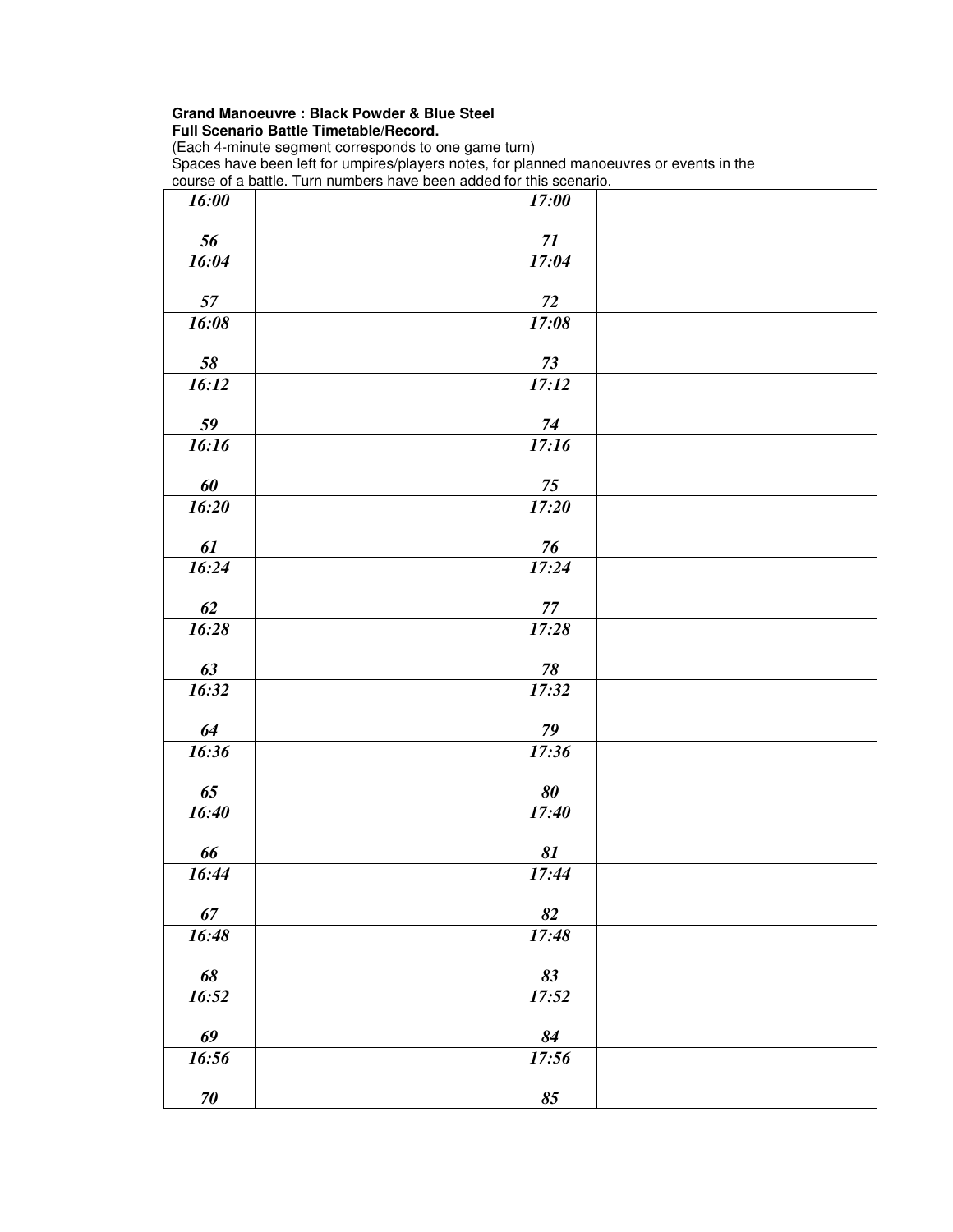**Grand Manoeuvre : Black Powder & Blue Steel**
**Full Scenario Battle Timetable/Record.**
(Each 4-minute segment corresponds to one game turn)
Spaces have been left for umpires/players notes, for planned manoeuvres or events in the course of a battle. Turn numbers have been added for this scenario.

| Time / Turn | Notes | Time / Turn | Notes |
|---|---|---|---|
| ***16:00*** ***56*** | | ***17:00*** ***71*** | |
| ***16:04*** ***57*** | | ***17:04*** ***72*** | |
| ***16:08*** ***58*** | | ***17:08*** ***73*** | |
| ***16:12*** ***59*** | | ***17:12*** ***74*** | |
| ***16:16*** ***60*** | | ***17:16*** ***75*** | |
| ***16:20*** ***61*** | | ***17:20*** ***76*** | |
| ***16:24*** ***62*** | | ***17:24*** ***77*** | |
| ***16:28*** ***63*** | | ***17:28*** ***78*** | |
| ***16:32*** ***64*** | | ***17:32*** ***79*** | |
| ***16:36*** ***65*** | | ***17:36*** ***80*** | |
| ***16:40*** ***66*** | | ***17:40*** ***81*** | |
| ***16:44*** ***67*** | | ***17:44*** ***82*** | |
| ***16:48*** ***68*** | | ***17:48*** ***83*** | |
| ***16:52*** ***69*** | | ***17:52*** ***84*** | |
| ***16:56*** ***70*** | | ***17:56*** ***85*** | |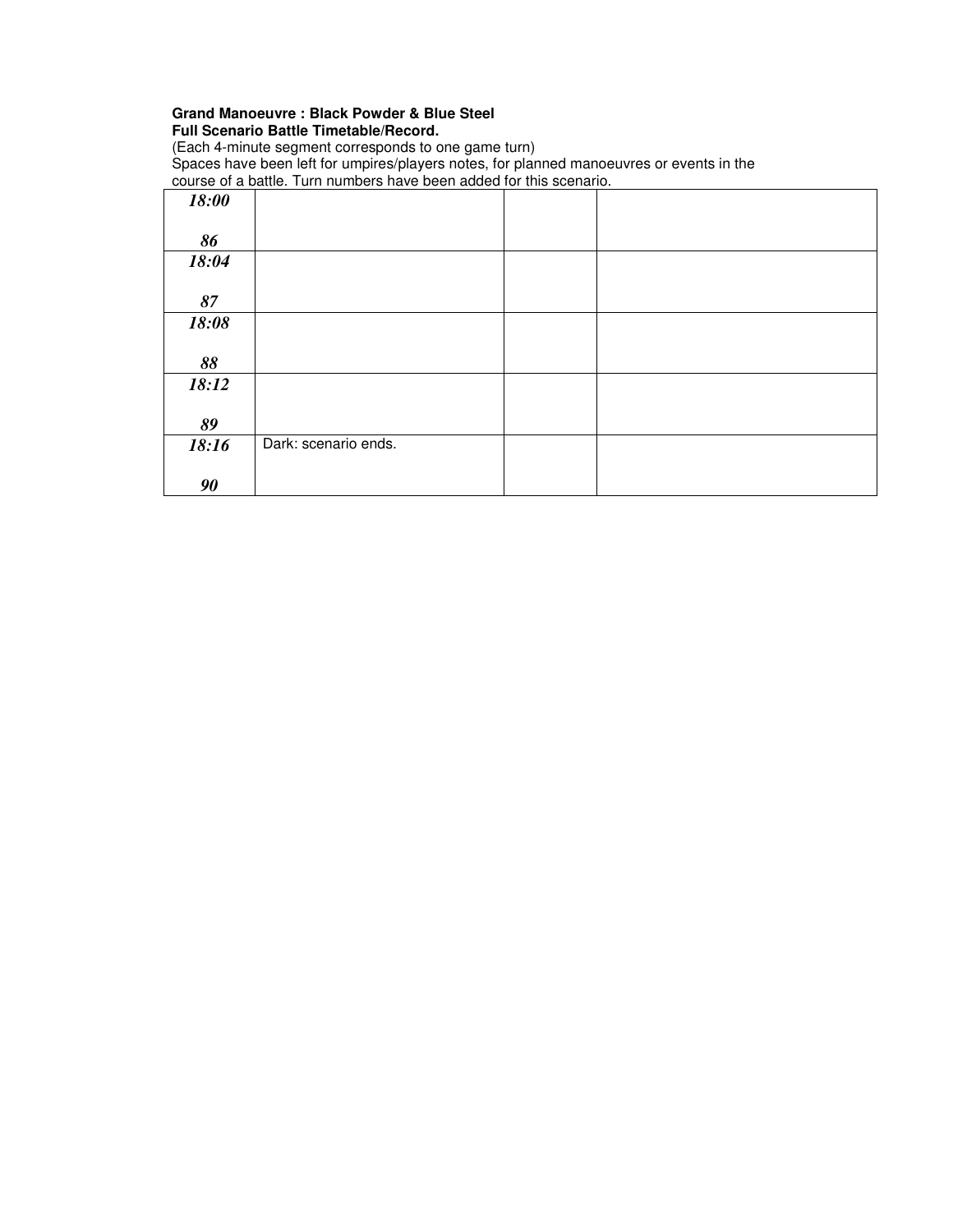**Grand Manoeuvre : Black Powder & Blue Steel**
**Full Scenario Battle Timetable/Record.**
(Each 4-minute segment corresponds to one game turn)
Spaces have been left for umpires/players notes, for planned manoeuvres or events in the course of a battle. Turn numbers have been added for this scenario.

| | | | |
|---|---|---|---|
| ***18:00*** ***86*** | | | |
| ***18:04*** ***87*** | | | |
| ***18:08*** ***88*** | | | |
| ***18:12*** ***89*** | | | |
| ***18:16*** ***90*** | Dark: scenario ends. | | |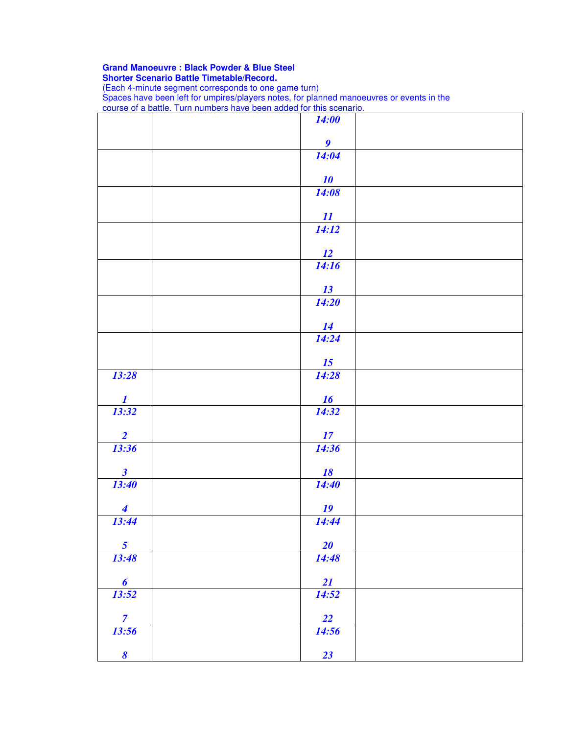**Grand Manoeuvre : Black Powder & Blue Steel**
**Shorter Scenario Battle Timetable/Record.**
(Each 4-minute segment corresponds to one game turn)
Spaces have been left for umpires/players notes, for planned manoeuvres or events in the course of a battle. Turn numbers have been added for this scenario.

| | | | |
|---|---|---|---|
| | | ***14:00*** <br> ***9*** | |
| | | ***14:04*** <br> ***10*** | |
| | | ***14:08*** <br> ***11*** | |
| | | ***14:12*** <br> ***12*** | |
| | | ***14:16*** <br> ***13*** | |
| | | ***14:20*** <br> ***14*** | |
| | | ***14:24*** <br> ***15*** | |
| ***13:28*** <br> ***1*** | | ***14:28*** <br> ***16*** | |
| ***13:32*** <br> ***2*** | | ***14:32*** <br> ***17*** | |
| ***13:36*** <br> ***3*** | | ***14:36*** <br> ***18*** | |
| ***13:40*** <br> ***4*** | | ***14:40*** <br> ***19*** | |
| ***13:44*** <br> ***5*** | | ***14:44*** <br> ***20*** | |
| ***13:48*** <br> ***6*** | | ***14:48*** <br> ***21*** | |
| ***13:52*** <br> ***7*** | | ***14:52*** <br> ***22*** | |
| ***13:56*** <br> ***8*** | | ***14:56*** <br> ***23*** | |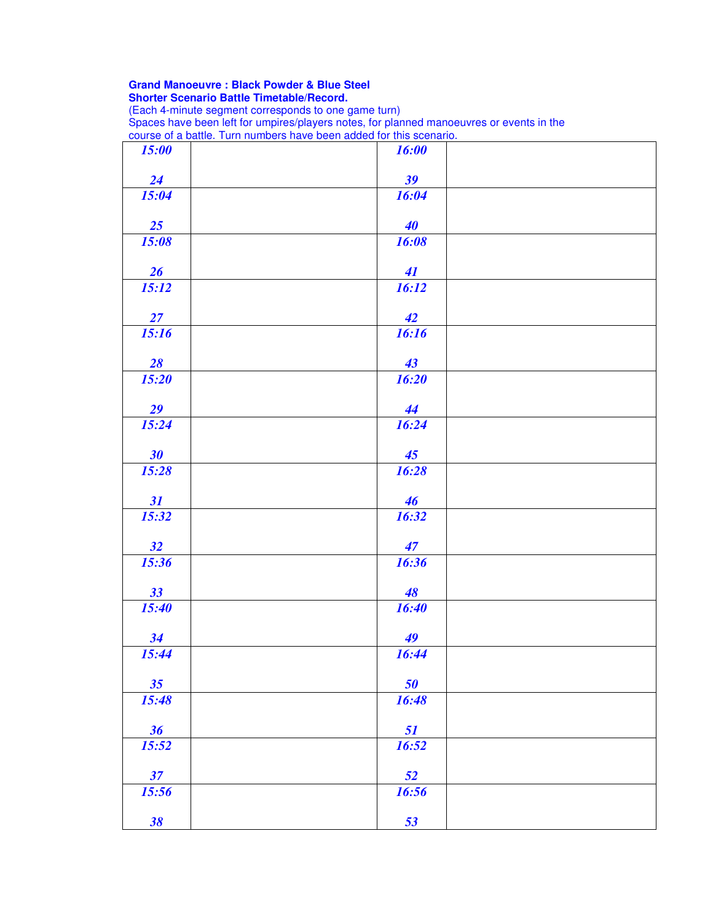**Grand Manoeuvre : Black Powder & Blue Steel**
**Shorter Scenario Battle Timetable/Record.**
(Each 4-minute segment corresponds to one game turn)
Spaces have been left for umpires/players notes, for planned manoeuvres or events in the course of a battle. Turn numbers have been added for this scenario.

| | | | |
|---|---|---|---|
| ***15:00*** ***24*** | | ***16:00*** ***39*** | |
| ***15:04*** ***25*** | | ***16:04*** ***40*** | |
| ***15:08*** ***26*** | | ***16:08*** ***41*** | |
| ***15:12*** ***27*** | | ***16:12*** ***42*** | |
| ***15:16*** ***28*** | | ***16:16*** ***43*** | |
| ***15:20*** ***29*** | | ***16:20*** ***44*** | |
| ***15:24*** ***30*** | | ***16:24*** ***45*** | |
| ***15:28*** ***31*** | | ***16:28*** ***46*** | |
| ***15:32*** ***32*** | | ***16:32*** ***47*** | |
| ***15:36*** ***33*** | | ***16:36*** ***48*** | |
| ***15:40*** ***34*** | | ***16:40*** ***49*** | |
| ***15:44*** ***35*** | | ***16:44*** ***50*** | |
| ***15:48*** ***36*** | | ***16:48*** ***51*** | |
| ***15:52*** ***37*** | | ***16:52*** ***52*** | |
| ***15:56*** ***38*** | | ***16:56*** ***53*** | |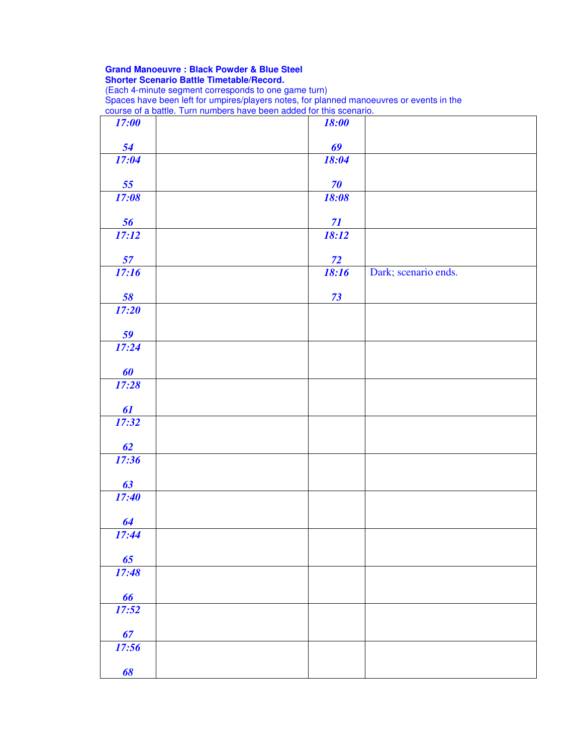**Grand Manoeuvre : Black Powder & Blue Steel**
**Shorter Scenario Battle Timetable/Record.**
(Each 4-minute segment corresponds to one game turn)
Spaces have been left for umpires/players notes, for planned manoeuvres or events in the course of a battle. Turn numbers have been added for this scenario.

| | | | |
|---|---|---|---|
| ***17:00*** ***54*** | | ***18:00*** ***69*** | |
| ***17:04*** ***55*** | | ***18:04*** ***70*** | |
| ***17:08*** ***56*** | | ***18:08*** ***71*** | |
| ***17:12*** ***57*** | | ***18:12*** ***72*** | |
| ***17:16*** ***58*** | | ***18:16*** ***73*** | Dark; scenario ends. |
| ***17:20*** ***59*** | | | |
| ***17:24*** ***60*** | | | |
| ***17:28*** ***61*** | | | |
| ***17:32*** ***62*** | | | |
| ***17:36*** ***63*** | | | |
| ***17:40*** ***64*** | | | |
| ***17:44*** ***65*** | | | |
| ***17:48*** ***66*** | | | |
| ***17:52*** ***67*** | | | |
| ***17:56*** ***68*** | | | |